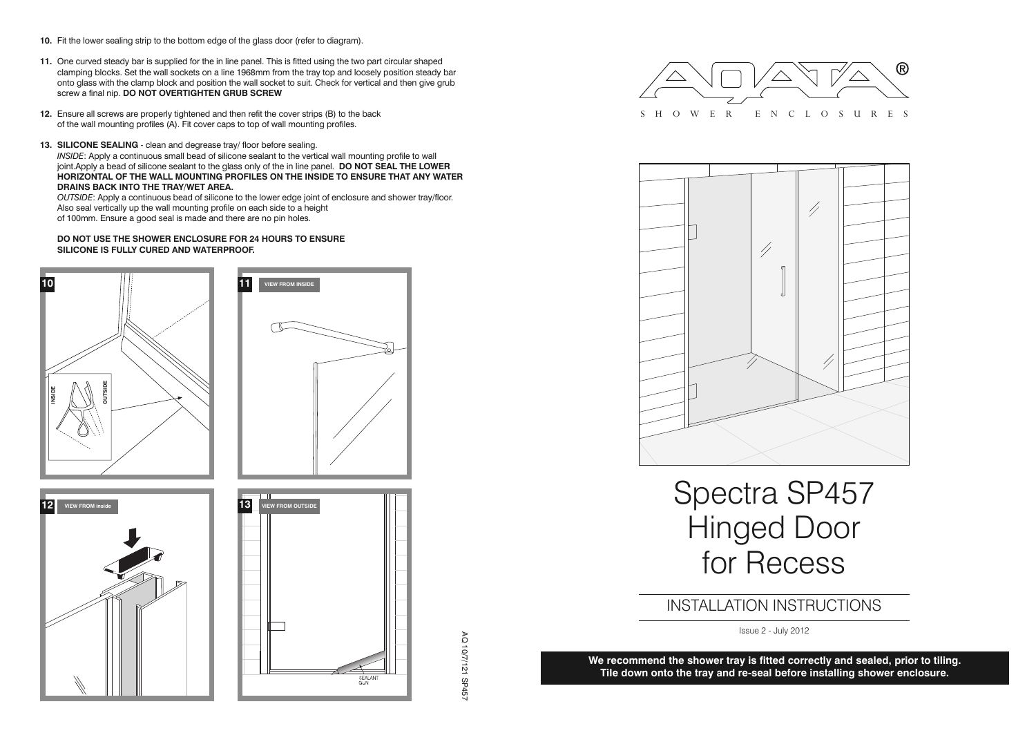10. Fit the lower sealing strip to the bottom edge of the glass door (refer to diagram).

11. One curved steady bar is supplied for the in line panel. This is fitted using the two part circular shaped clamping blocks. Set the wall sockets on a line 1968mm from the tray top and loosely position steady bar onto glass with the clamp block and position the wall socket to suit. Check for vertical and then give grub screw a final nip. **DO NOT OVERTIGHTEN GRUB SCREW**

12. Ensure all screws are properly tightened and then refit the cover strips (B) to the back of the wall mounting profiles (A). Fit cover caps to top of wall mounting profiles.

13. **SILICONE SEALING** - clean and degrease tray/ floor before sealing.
*INSIDE*: Apply a continuous small bead of silicone sealant to the vertical wall mounting profile to wall joint.Apply a bead of silicone sealant to the glass only of the in line panel. **DO NOT SEAL THE LOWER HORIZONTAL OF THE WALL MOUNTING PROFILES ON THE INSIDE TO ENSURE THAT ANY WATER DRAINS BACK INTO THE TRAY/WET AREA.**
*OUTSIDE*: Apply a continuous bead of silicone to the lower edge joint of enclosure and shower tray/floor. Also seal vertically up the wall mounting profile on each side to a height of 100mm. Ensure a good seal is made and there are no pin holes.

**DO NOT USE THE SHOWER ENCLOSURE FOR 24 HOURS TO ENSURE SILICONE IS FULLY CURED AND WATERPROOF.**

10

INSIDE

OUTSIDE

11 VIEW FROM INSIDE

12 VIEW FROM inside

13 VIEW FROM OUTSIDE

SEALANT GUN

AQ 10/7/121 SP457

AQATA®

SHOWER ENCLOSURES

# Spectra SP457 Hinged Door for Recess

## INSTALLATION INSTRUCTIONS

Issue 2 - July 2012

**We recommend the shower tray is fitted correctly and sealed, prior to tiling. Tile down onto the tray and re-seal before installing shower enclosure.**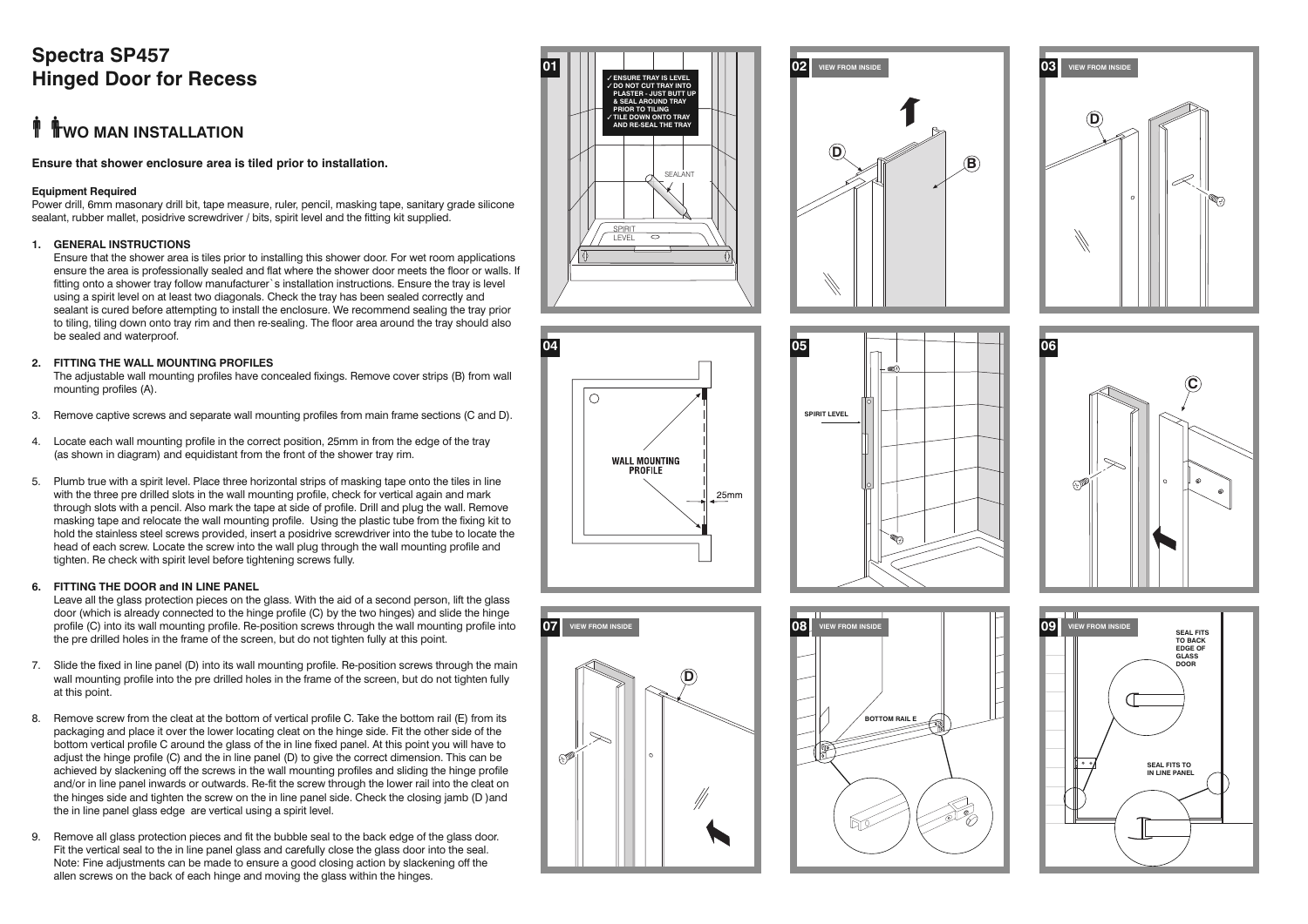# Spectra SP457
# Hinged Door for Recess

## TWO MAN INSTALLATION

**Ensure that shower enclosure area is tiled prior to installation.**

**Equipment Required**

Power drill, 6mm masonary drill bit, tape measure, ruler, pencil, masking tape, sanitary grade silicone sealant, rubber mallet, posidrive screwdriver / bits, spirit level and the fitting kit supplied.

1. **GENERAL INSTRUCTIONS**

   Ensure that the shower area is tiles prior to installing this shower door. For wet room applications ensure the area is professionally sealed and flat where the shower door meets the floor or walls. If fitting onto a shower tray follow manufacturer`s installation instructions. Ensure the tray is level using a spirit level on at least two diagonals. Check the tray has been sealed correctly and sealant is cured before attempting to install the enclosure. We recommend sealing the tray prior to tiling, tiling down onto tray rim and then re-sealing. The floor area around the tray should also be sealed and waterproof.

2. **FITTING THE WALL MOUNTING PROFILES**

   The adjustable wall mounting profiles have concealed fixings. Remove cover strips (B) from wall mounting profiles (A).

3. Remove captive screws and separate wall mounting profiles from main frame sections (C and D).

4. Locate each wall mounting profile in the correct position, 25mm in from the edge of the tray (as shown in diagram) and equidistant from the front of the shower tray rim.

5. Plumb true with a spirit level. Place three horizontal strips of masking tape onto the tiles in line with the three pre drilled slots in the wall mounting profile, check for vertical again and mark through slots with a pencil. Also mark the tape at side of profile. Drill and plug the wall. Remove masking tape and relocate the wall mounting profile. Using the plastic tube from the fixing kit to hold the stainless steel screws provided, insert a posidrive screwdriver into the tube to locate the head of each screw. Locate the screw into the wall plug through the wall mounting profile and tighten. Re check with spirit level before tightening screws fully.

6. **FITTING THE DOOR and IN LINE PANEL**

   Leave all the glass protection pieces on the glass. With the aid of a second person, lift the glass door (which is already connected to the hinge profile (C) by the two hinges) and slide the hinge profile (C) into its wall mounting profile. Re-position screws through the wall mounting profile into the pre drilled holes in the frame of the screen, but do not tighten fully at this point.

7. Slide the fixed in line panel (D) into its wall mounting profile. Re-position screws through the main wall mounting profile into the pre drilled holes in the frame of the screen, but do not tighten fully at this point.

8. Remove screw from the cleat at the bottom of vertical profile C. Take the bottom rail (E) from its packaging and place it over the lower locating cleat on the hinge side. Fit the other side of the bottom vertical profile C around the glass of the in line fixed panel. At this point you will have to adjust the hinge profile (C) and the in line panel (D) to give the correct dimension. This can be achieved by slackening off the screws in the wall mounting profiles and sliding the hinge profile and/or in line panel inwards or outwards. Re-fit the screw through the lower rail into the cleat on the hinges side and tighten the screw on the in line panel side. Check the closing jamb (D )and the in line panel glass edge are vertical using a spirit level.

9. Remove all glass protection pieces and fit the bubble seal to the back edge of the glass door. Fit the vertical seal to the in line panel glass and carefully close the glass door into the seal. Note: Fine adjustments can be made to ensure a good closing action by slackening off the allen screws on the back of each hinge and moving the glass within the hinges.

01
✓ ENSURE TRAY IS LEVEL
✓ DO NOT CUT TRAY INTO PLASTER - JUST BUTT UP & SEAL AROUND TRAY PRIOR TO TILING
✓ TILE DOWN ONTO TRAY AND RE-SEAL THE TRAY
SEALANT
SPIRIT LEVEL

02 VIEW FROM INSIDE
D
B

03 VIEW FROM INSIDE
D

04
WALL MOUNTING PROFILE
25mm

05
SPIRIT LEVEL

06
C

07 VIEW FROM INSIDE
D

08 VIEW FROM INSIDE
BOTTOM RAIL E

09 VIEW FROM INSIDE
SEAL FITS TO BACK EDGE OF GLASS DOOR
SEAL FITS TO IN LINE PANEL